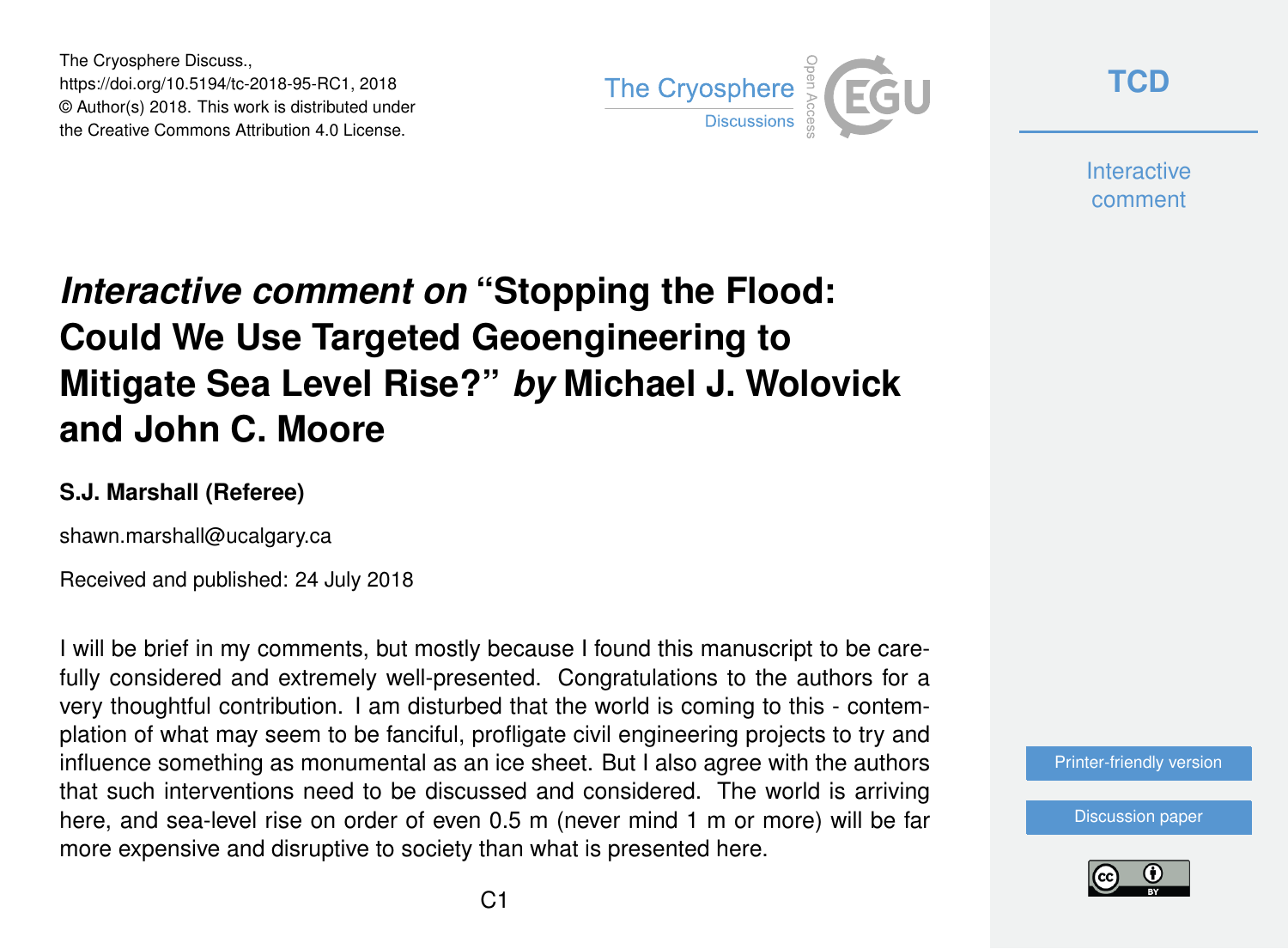The Cryosphere Discuss.,
https://doi.org/10.5194/tc-2018-95-RC1, 2018
© Author(s) 2018. This work is distributed under
the Creative Commons Attribution 4.0 License.

# *Interactive comment on* "Stopping the Flood: Could We Use Targeted Geoengineering to Mitigate Sea Level Rise?" *by* Michael J. Wolovick and John C. Moore

**S.J. Marshall (Referee)**

shawn.marshall@ucalgary.ca

Received and published: 24 July 2018

I will be brief in my comments, but mostly because I found this manuscript to be carefully considered and extremely well-presented. Congratulations to the authors for a very thoughtful contribution. I am disturbed that the world is coming to this - contemplation of what may seem to be fanciful, profligate civil engineering projects to try and influence something as monumental as an ice sheet. But I also agree with the authors that such interventions need to be discussed and considered. The world is arriving here, and sea-level rise on order of even 0.5 m (never mind 1 m or more) will be far more expensive and disruptive to society than what is presented here.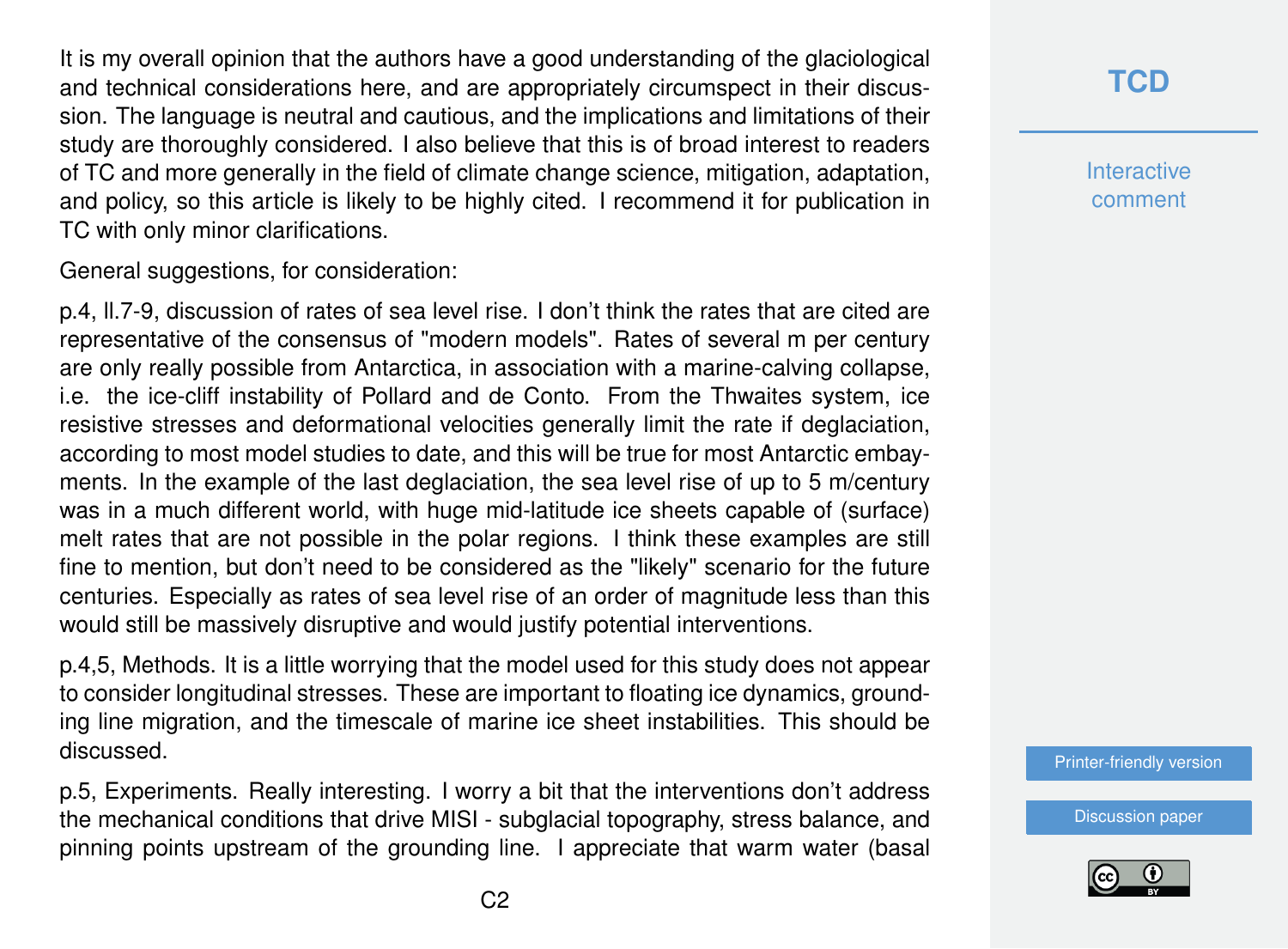It is my overall opinion that the authors have a good understanding of the glaciological and technical considerations here, and are appropriately circumspect in their discussion. The language is neutral and cautious, and the implications and limitations of their study are thoroughly considered. I also believe that this is of broad interest to readers of TC and more generally in the field of climate change science, mitigation, adaptation, and policy, so this article is likely to be highly cited. I recommend it for publication in TC with only minor clarifications.

General suggestions, for consideration:

p.4, ll.7-9, discussion of rates of sea level rise. I don't think the rates that are cited are representative of the consensus of "modern models". Rates of several m per century are only really possible from Antarctica, in association with a marine-calving collapse, i.e. the ice-cliff instability of Pollard and de Conto. From the Thwaites system, ice resistive stresses and deformational velocities generally limit the rate if deglaciation, according to most model studies to date, and this will be true for most Antarctic embayments. In the example of the last deglaciation, the sea level rise of up to 5 m/century was in a much different world, with huge mid-latitude ice sheets capable of (surface) melt rates that are not possible in the polar regions. I think these examples are still fine to mention, but don't need to be considered as the "likely" scenario for the future centuries. Especially as rates of sea level rise of an order of magnitude less than this would still be massively disruptive and would justify potential interventions.

p.4,5, Methods. It is a little worrying that the model used for this study does not appear to consider longitudinal stresses. These are important to floating ice dynamics, grounding line migration, and the timescale of marine ice sheet instabilities. This should be discussed.

p.5, Experiments. Really interesting. I worry a bit that the interventions don't address the mechanical conditions that drive MISI - subglacial topography, stress balance, and pinning points upstream of the grounding line. I appreciate that warm water (basal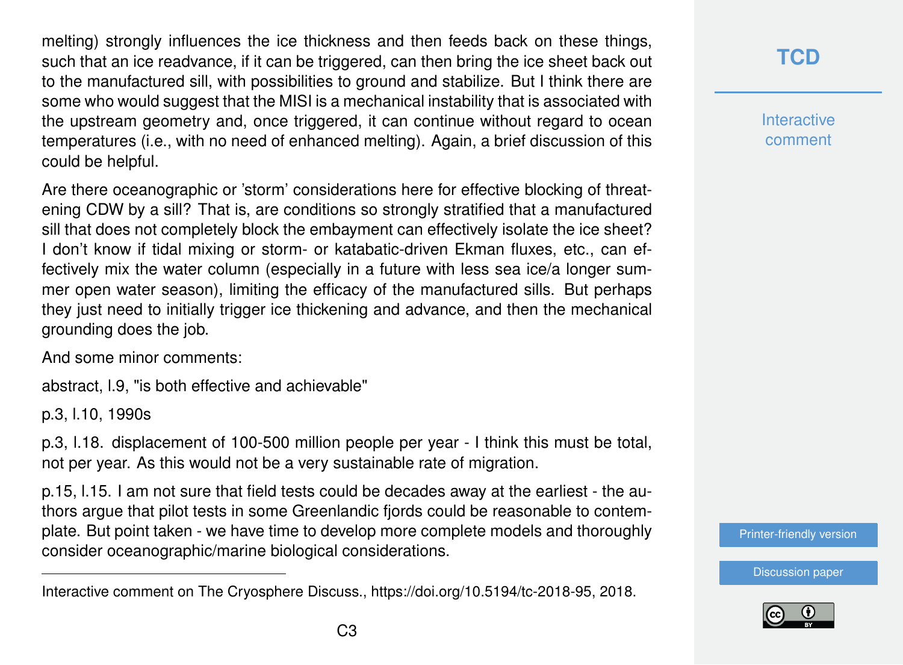melting) strongly influences the ice thickness and then feeds back on these things, such that an ice readvance, if it can be triggered, can then bring the ice sheet back out to the manufactured sill, with possibilities to ground and stabilize. But I think there are some who would suggest that the MISI is a mechanical instability that is associated with the upstream geometry and, once triggered, it can continue without regard to ocean temperatures (i.e., with no need of enhanced melting). Again, a brief discussion of this could be helpful.

Are there oceanographic or 'storm' considerations here for effective blocking of threatening CDW by a sill? That is, are conditions so strongly stratified that a manufactured sill that does not completely block the embayment can effectively isolate the ice sheet? I don't know if tidal mixing or storm- or katabatic-driven Ekman fluxes, etc., can effectively mix the water column (especially in a future with less sea ice/a longer summer open water season), limiting the efficacy of the manufactured sills. But perhaps they just need to initially trigger ice thickening and advance, and then the mechanical grounding does the job.

And some minor comments:

abstract, l.9, "is both effective and achievable"

p.3, l.10, 1990s

p.3, l.18. displacement of 100-500 million people per year - I think this must be total, not per year. As this would not be a very sustainable rate of migration.

p.15, l.15. I am not sure that field tests could be decades away at the earliest - the authors argue that pilot tests in some Greenlandic fjords could be reasonable to contemplate. But point taken - we have time to develop more complete models and thoroughly consider oceanographic/marine biological considerations.

---

Interactive comment on The Cryosphere Discuss., https://doi.org/10.5194/tc-2018-95, 2018.